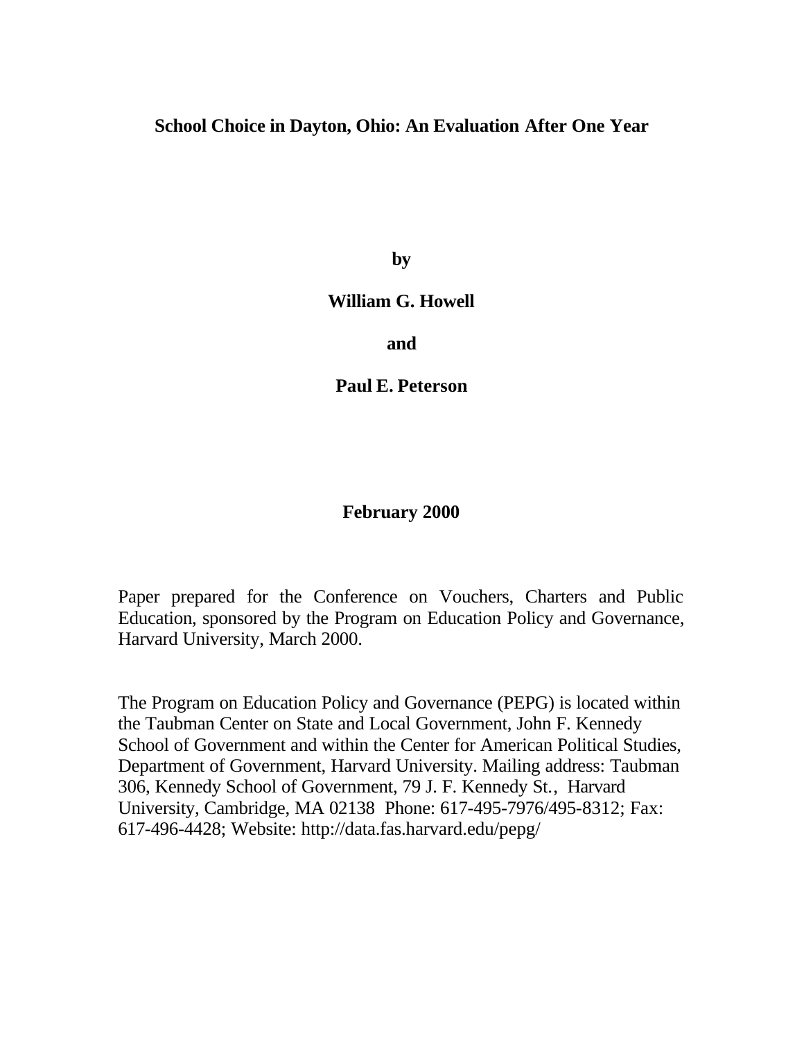# School Choice in Dayton, Ohio: An Evaluation After One Year

**by**

**William G. Howell**

**and**

**Paul E. Peterson**

**February 2000**

Paper prepared for the Conference on Vouchers, Charters and Public Education, sponsored by the Program on Education Policy and Governance, Harvard University, March 2000.

The Program on Education Policy and Governance (PEPG) is located within the Taubman Center on State and Local Government, John F. Kennedy School of Government and within the Center for American Political Studies, Department of Government, Harvard University. Mailing address: Taubman 306, Kennedy School of Government, 79 J. F. Kennedy St., Harvard University, Cambridge, MA 02138 Phone: 617-495-7976/495-8312; Fax: 617-496-4428; Website: http://data.fas.harvard.edu/pepg/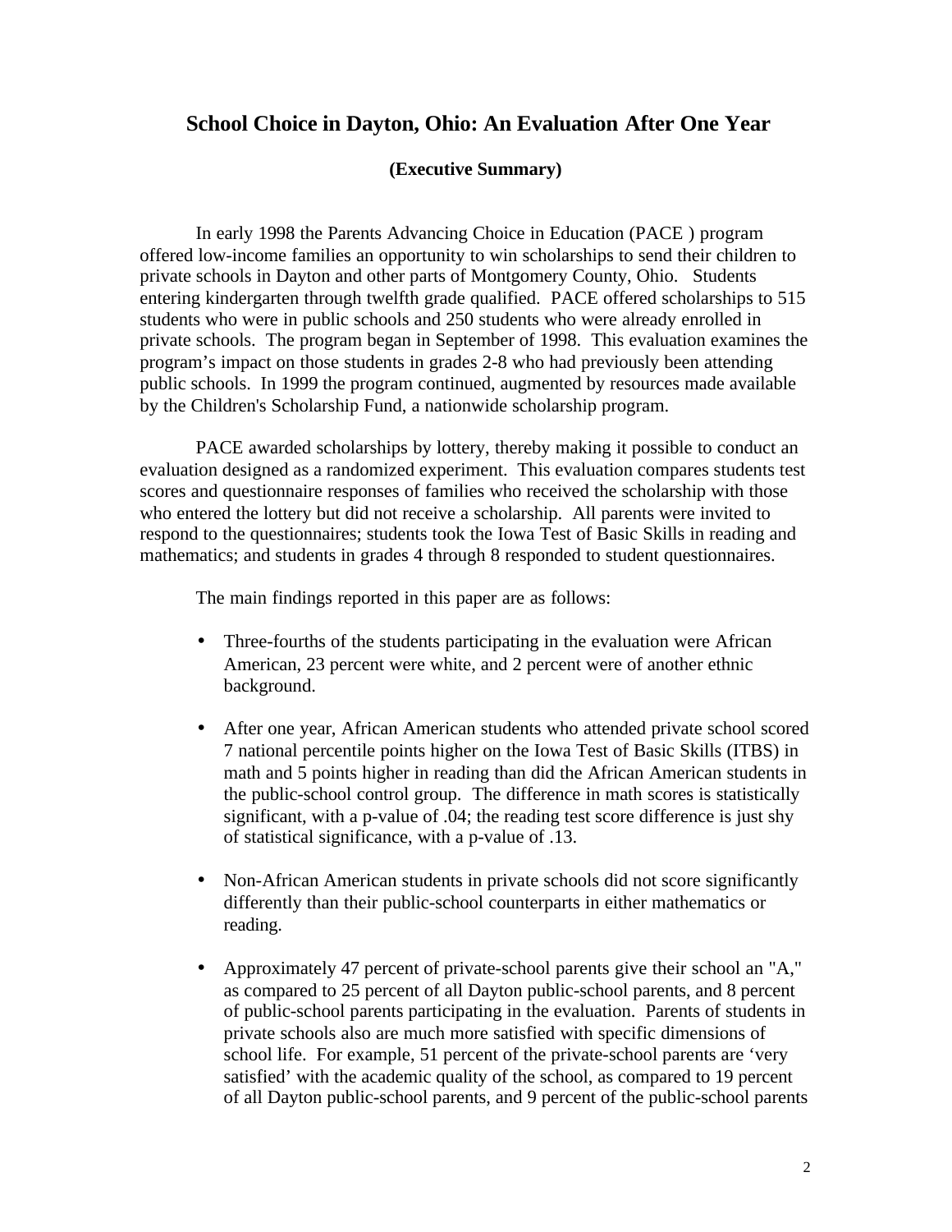## School Choice in Dayton, Ohio: An Evaluation After One Year

### (Executive Summary)

In early 1998 the Parents Advancing Choice in Education (PACE ) program offered low-income families an opportunity to win scholarships to send their children to private schools in Dayton and other parts of Montgomery County, Ohio. Students entering kindergarten through twelfth grade qualified. PACE offered scholarships to 515 students who were in public schools and 250 students who were already enrolled in private schools. The program began in September of 1998. This evaluation examines the program's impact on those students in grades 2-8 who had previously been attending public schools. In 1999 the program continued, augmented by resources made available by the Children's Scholarship Fund, a nationwide scholarship program.

PACE awarded scholarships by lottery, thereby making it possible to conduct an evaluation designed as a randomized experiment. This evaluation compares students test scores and questionnaire responses of families who received the scholarship with those who entered the lottery but did not receive a scholarship. All parents were invited to respond to the questionnaires; students took the Iowa Test of Basic Skills in reading and mathematics; and students in grades 4 through 8 responded to student questionnaires.

The main findings reported in this paper are as follows:

- Three-fourths of the students participating in the evaluation were African American, 23 percent were white, and 2 percent were of another ethnic background.
- After one year, African American students who attended private school scored 7 national percentile points higher on the Iowa Test of Basic Skills (ITBS) in math and 5 points higher in reading than did the African American students in the public-school control group. The difference in math scores is statistically significant, with a p-value of .04; the reading test score difference is just shy of statistical significance, with a p-value of .13.
- Non-African American students in private schools did not score significantly differently than their public-school counterparts in either mathematics or reading.
- Approximately 47 percent of private-school parents give their school an "A," as compared to 25 percent of all Dayton public-school parents, and 8 percent of public-school parents participating in the evaluation. Parents of students in private schools also are much more satisfied with specific dimensions of school life. For example, 51 percent of the private-school parents are 'very satisfied' with the academic quality of the school, as compared to 19 percent of all Dayton public-school parents, and 9 percent of the public-school parents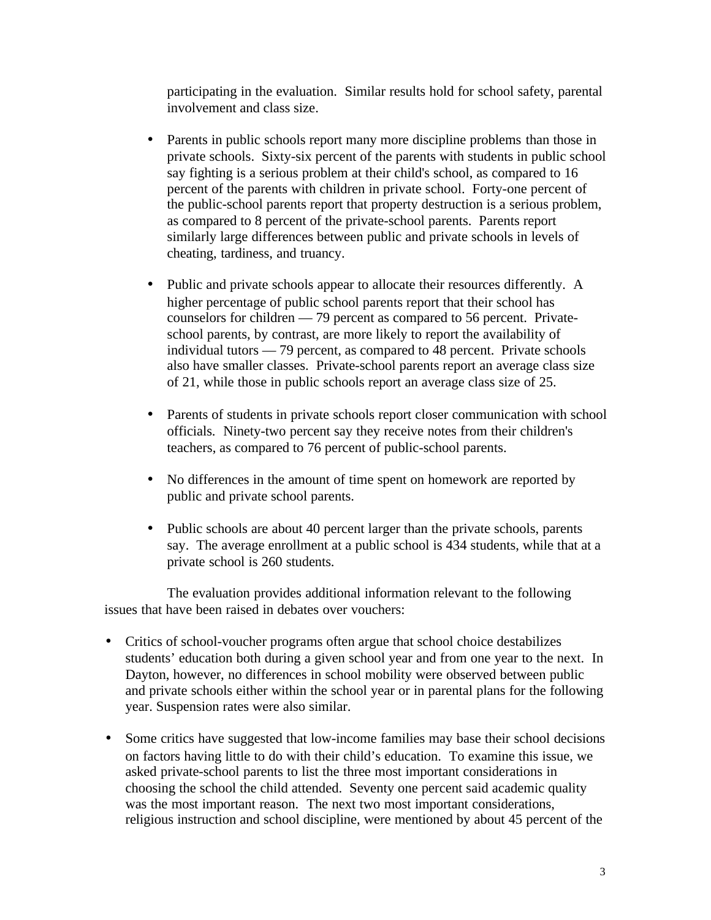participating in the evaluation. Similar results hold for school safety, parental involvement and class size.

- Parents in public schools report many more discipline problems than those in private schools. Sixty-six percent of the parents with students in public school say fighting is a serious problem at their child's school, as compared to 16 percent of the parents with children in private school. Forty-one percent of the public-school parents report that property destruction is a serious problem, as compared to 8 percent of the private-school parents. Parents report similarly large differences between public and private schools in levels of cheating, tardiness, and truancy.

- Public and private schools appear to allocate their resources differently. A higher percentage of public school parents report that their school has counselors for children — 79 percent as compared to 56 percent. Private-school parents, by contrast, are more likely to report the availability of individual tutors — 79 percent, as compared to 48 percent. Private schools also have smaller classes. Private-school parents report an average class size of 21, while those in public schools report an average class size of 25.

- Parents of students in private schools report closer communication with school officials. Ninety-two percent say they receive notes from their children's teachers, as compared to 76 percent of public-school parents.

- No differences in the amount of time spent on homework are reported by public and private school parents.

- Public schools are about 40 percent larger than the private schools, parents say. The average enrollment at a public school is 434 students, while that at a private school is 260 students.

The evaluation provides additional information relevant to the following issues that have been raised in debates over vouchers:

- Critics of school-voucher programs often argue that school choice destabilizes students' education both during a given school year and from one year to the next. In Dayton, however, no differences in school mobility were observed between public and private schools either within the school year or in parental plans for the following year. Suspension rates were also similar.

- Some critics have suggested that low-income families may base their school decisions on factors having little to do with their child's education. To examine this issue, we asked private-school parents to list the three most important considerations in choosing the school the child attended. Seventy one percent said academic quality was the most important reason. The next two most important considerations, religious instruction and school discipline, were mentioned by about 45 percent of the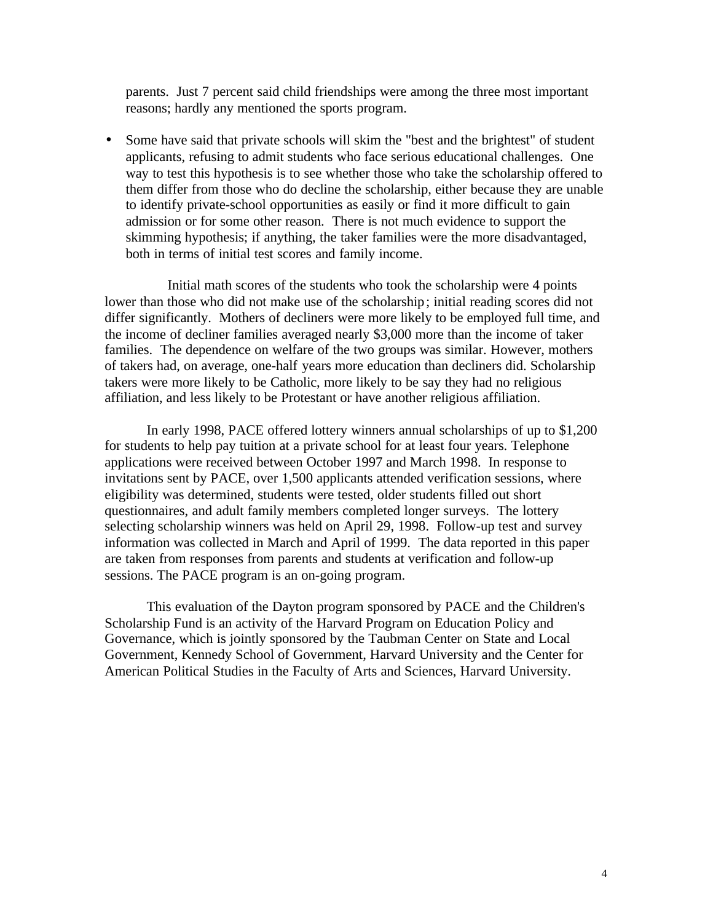parents. Just 7 percent said child friendships were among the three most important reasons; hardly any mentioned the sports program.

- Some have said that private schools will skim the "best and the brightest" of student applicants, refusing to admit students who face serious educational challenges. One way to test this hypothesis is to see whether those who take the scholarship offered to them differ from those who do decline the scholarship, either because they are unable to identify private-school opportunities as easily or find it more difficult to gain admission or for some other reason. There is not much evidence to support the skimming hypothesis; if anything, the taker families were the more disadvantaged, both in terms of initial test scores and family income.

Initial math scores of the students who took the scholarship were 4 points lower than those who did not make use of the scholarship; initial reading scores did not differ significantly. Mothers of decliners were more likely to be employed full time, and the income of decliner families averaged nearly $3,000 more than the income of taker families. The dependence on welfare of the two groups was similar. However, mothers of takers had, on average, one-half years more education than decliners did. Scholarship takers were more likely to be Catholic, more likely to be say they had no religious affiliation, and less likely to be Protestant or have another religious affiliation.

In early 1998, PACE offered lottery winners annual scholarships of up to $1,200 for students to help pay tuition at a private school for at least four years. Telephone applications were received between October 1997 and March 1998. In response to invitations sent by PACE, over 1,500 applicants attended verification sessions, where eligibility was determined, students were tested, older students filled out short questionnaires, and adult family members completed longer surveys. The lottery selecting scholarship winners was held on April 29, 1998. Follow-up test and survey information was collected in March and April of 1999. The data reported in this paper are taken from responses from parents and students at verification and follow-up sessions. The PACE program is an on-going program.

This evaluation of the Dayton program sponsored by PACE and the Children's Scholarship Fund is an activity of the Harvard Program on Education Policy and Governance, which is jointly sponsored by the Taubman Center on State and Local Government, Kennedy School of Government, Harvard University and the Center for American Political Studies in the Faculty of Arts and Sciences, Harvard University.